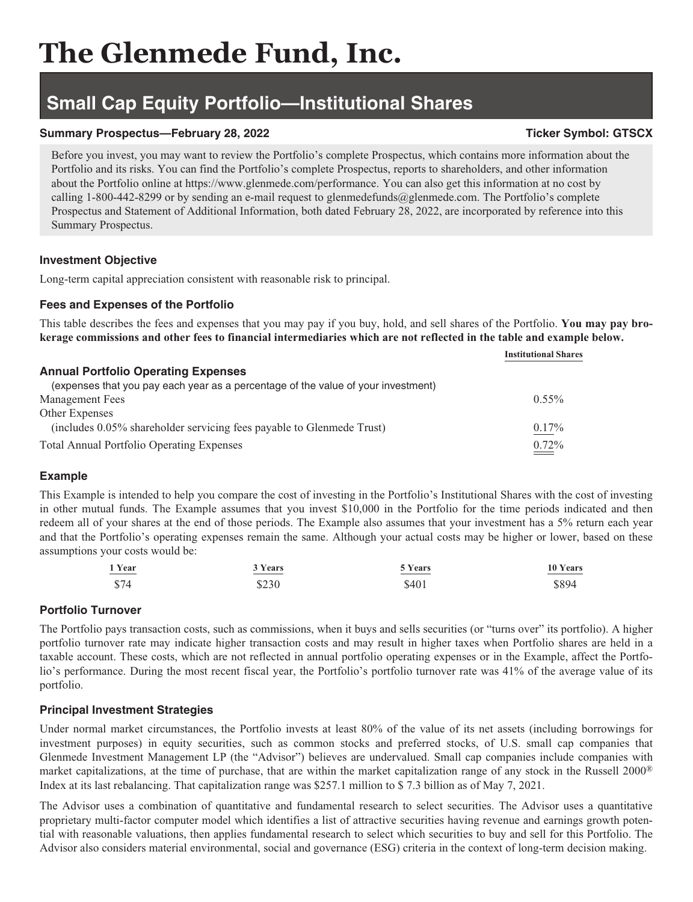# The Glenmede Fund, Inc.

## Small Cap Equity Portfolio—Institutional Shares

**Summary Prospectus—February 28, 2022** **Ticker Symbol: GTSCX**

Before you invest, you may want to review the Portfolio's complete Prospectus, which contains more information about the Portfolio and its risks. You can find the Portfolio's complete Prospectus, reports to shareholders, and other information about the Portfolio online at https://www.glenmede.com/performance. You can also get this information at no cost by calling 1-800-442-8299 or by sending an e-mail request to glenmedefunds@glenmede.com. The Portfolio's complete Prospectus and Statement of Additional Information, both dated February 28, 2022, are incorporated by reference into this Summary Prospectus.

### Investment Objective

Long-term capital appreciation consistent with reasonable risk to principal.

### Fees and Expenses of the Portfolio

This table describes the fees and expenses that you may pay if you buy, hold, and sell shares of the Portfolio. **You may pay brokerage commissions and other fees to financial intermediaries which are not reflected in the table and example below.**

| **Annual Portfolio Operating Expenses** (expenses that you pay each year as a percentage of the value of your investment) | Institutional Shares |
|---|---|
| Management Fees | 0.55% |
| Other Expenses (includes 0.05% shareholder servicing fees payable to Glenmede Trust) | 0.17% |
| Total Annual Portfolio Operating Expenses | 0.72% |

### Example

This Example is intended to help you compare the cost of investing in the Portfolio's Institutional Shares with the cost of investing in other mutual funds. The Example assumes that you invest $10,000 in the Portfolio for the time periods indicated and then redeem all of your shares at the end of those periods. The Example also assumes that your investment has a 5% return each year and that the Portfolio's operating expenses remain the same. Although your actual costs may be higher or lower, based on these assumptions your costs would be:

| 1 Year | 3 Years | 5 Years | 10 Years |
|---|---|---|---|
| $74 | $230 | $401 | $894 |

### Portfolio Turnover

The Portfolio pays transaction costs, such as commissions, when it buys and sells securities (or "turns over" its portfolio). A higher portfolio turnover rate may indicate higher transaction costs and may result in higher taxes when Portfolio shares are held in a taxable account. These costs, which are not reflected in annual portfolio operating expenses or in the Example, affect the Portfolio's performance. During the most recent fiscal year, the Portfolio's portfolio turnover rate was 41% of the average value of its portfolio.

### Principal Investment Strategies

Under normal market circumstances, the Portfolio invests at least 80% of the value of its net assets (including borrowings for investment purposes) in equity securities, such as common stocks and preferred stocks, of U.S. small cap companies that Glenmede Investment Management LP (the "Advisor") believes are undervalued. Small cap companies include companies with market capitalizations, at the time of purchase, that are within the market capitalization range of any stock in the Russell 2000® Index at its last rebalancing. That capitalization range was $257.1 million to $ 7.3 billion as of May 7, 2021.

The Advisor uses a combination of quantitative and fundamental research to select securities. The Advisor uses a quantitative proprietary multi-factor computer model which identifies a list of attractive securities having revenue and earnings growth potential with reasonable valuations, then applies fundamental research to select which securities to buy and sell for this Portfolio. The Advisor also considers material environmental, social and governance (ESG) criteria in the context of long-term decision making.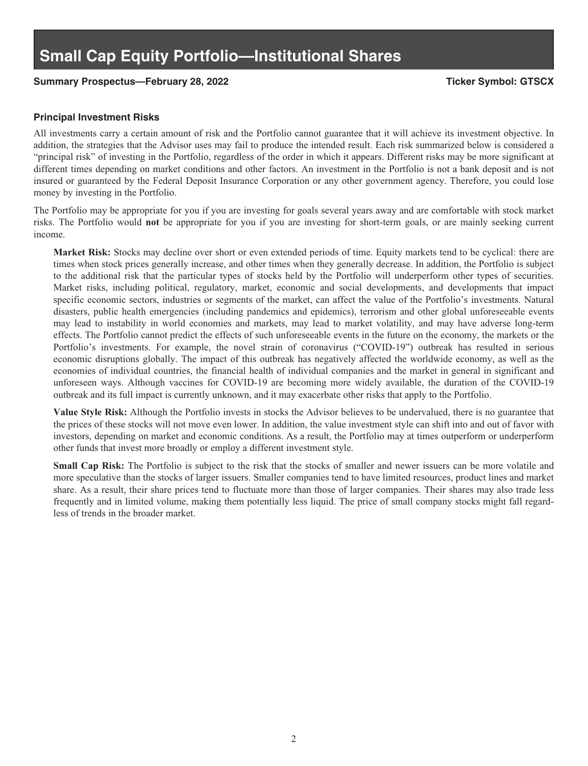# Small Cap Equity Portfolio—Institutional Shares

**Summary Prospectus—February 28, 2022** **Ticker Symbol: GTSCX**

### Principal Investment Risks

All investments carry a certain amount of risk and the Portfolio cannot guarantee that it will achieve its investment objective. In addition, the strategies that the Advisor uses may fail to produce the intended result. Each risk summarized below is considered a "principal risk" of investing in the Portfolio, regardless of the order in which it appears. Different risks may be more significant at different times depending on market conditions and other factors. An investment in the Portfolio is not a bank deposit and is not insured or guaranteed by the Federal Deposit Insurance Corporation or any other government agency. Therefore, you could lose money by investing in the Portfolio.

The Portfolio may be appropriate for you if you are investing for goals several years away and are comfortable with stock market risks. The Portfolio would **not** be appropriate for you if you are investing for short-term goals, or are mainly seeking current income.

**Market Risk:** Stocks may decline over short or even extended periods of time. Equity markets tend to be cyclical: there are times when stock prices generally increase, and other times when they generally decrease. In addition, the Portfolio is subject to the additional risk that the particular types of stocks held by the Portfolio will underperform other types of securities. Market risks, including political, regulatory, market, economic and social developments, and developments that impact specific economic sectors, industries or segments of the market, can affect the value of the Portfolio's investments. Natural disasters, public health emergencies (including pandemics and epidemics), terrorism and other global unforeseeable events may lead to instability in world economies and markets, may lead to market volatility, and may have adverse long-term effects. The Portfolio cannot predict the effects of such unforeseeable events in the future on the economy, the markets or the Portfolio's investments. For example, the novel strain of coronavirus ("COVID-19") outbreak has resulted in serious economic disruptions globally. The impact of this outbreak has negatively affected the worldwide economy, as well as the economies of individual countries, the financial health of individual companies and the market in general in significant and unforeseen ways. Although vaccines for COVID-19 are becoming more widely available, the duration of the COVID-19 outbreak and its full impact is currently unknown, and it may exacerbate other risks that apply to the Portfolio.

**Value Style Risk:** Although the Portfolio invests in stocks the Advisor believes to be undervalued, there is no guarantee that the prices of these stocks will not move even lower. In addition, the value investment style can shift into and out of favor with investors, depending on market and economic conditions. As a result, the Portfolio may at times outperform or underperform other funds that invest more broadly or employ a different investment style.

**Small Cap Risk:** The Portfolio is subject to the risk that the stocks of smaller and newer issuers can be more volatile and more speculative than the stocks of larger issuers. Smaller companies tend to have limited resources, product lines and market share. As a result, their share prices tend to fluctuate more than those of larger companies. Their shares may also trade less frequently and in limited volume, making them potentially less liquid. The price of small company stocks might fall regardless of trends in the broader market.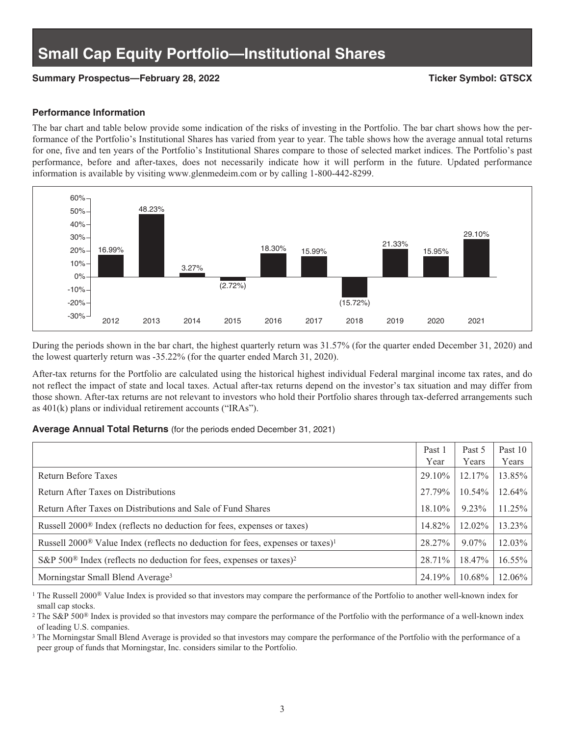# Small Cap Equity Portfolio—Institutional Shares

**Summary Prospectus—February 28, 2022** **Ticker Symbol: GTSCX**

### Performance Information

The bar chart and table below provide some indication of the risks of investing in the Portfolio. The bar chart shows how the performance of the Portfolio's Institutional Shares has varied from year to year. The table shows how the average annual total returns for one, five and ten years of the Portfolio's Institutional Shares compare to those of selected market indices. The Portfolio's past performance, before and after-taxes, does not necessarily indicate how it will perform in the future. Updated performance information is available by visiting www.glenmedeim.com or by calling 1-800-442-8299.

| Year | Return |
|---|---|
| 2012 | 16.99% |
| 2013 | 48.23% |
| 2014 | 3.27% |
| 2015 | (2.72%) |
| 2016 | 18.30% |
| 2017 | 15.99% |
| 2018 | (15.72%) |
| 2019 | 21.33% |
| 2020 | 15.95% |
| 2021 | 29.10% |

During the periods shown in the bar chart, the highest quarterly return was 31.57% (for the quarter ended December 31, 2020) and the lowest quarterly return was -35.22% (for the quarter ended March 31, 2020).

After-tax returns for the Portfolio are calculated using the historical highest individual Federal marginal income tax rates, and do not reflect the impact of state and local taxes. Actual after-tax returns depend on the investor's tax situation and may differ from those shown. After-tax returns are not relevant to investors who hold their Portfolio shares through tax-deferred arrangements such as 401(k) plans or individual retirement accounts ("IRAs").

**Average Annual Total Returns** (for the periods ended December 31, 2021)

| | Past 1 Year | Past 5 Years | Past 10 Years |
|---|---|---|---|
| Return Before Taxes | 29.10% | 12.17% | 13.85% |
| Return After Taxes on Distributions | 27.79% | 10.54% | 12.64% |
| Return After Taxes on Distributions and Sale of Fund Shares | 18.10% | 9.23% | 11.25% |
| Russell 2000® Index (reflects no deduction for fees, expenses or taxes) | 14.82% | 12.02% | 13.23% |
| Russell 2000® Value Index (reflects no deduction for fees, expenses or taxes)[1] | 28.27% | 9.07% | 12.03% |
| S&P 500® Index (reflects no deduction for fees, expenses or taxes)[2] | 28.71% | 18.47% | 16.55% |
| Morningstar Small Blend Average[3] | 24.19% | 10.68% | 12.06% |

[1] The Russell 2000® Value Index is provided so that investors may compare the performance of the Portfolio to another well-known index for small cap stocks.

[2] The S&P 500® Index is provided so that investors may compare the performance of the Portfolio with the performance of a well-known index of leading U.S. companies.

[3] The Morningstar Small Blend Average is provided so that investors may compare the performance of the Portfolio with the performance of a peer group of funds that Morningstar, Inc. considers similar to the Portfolio.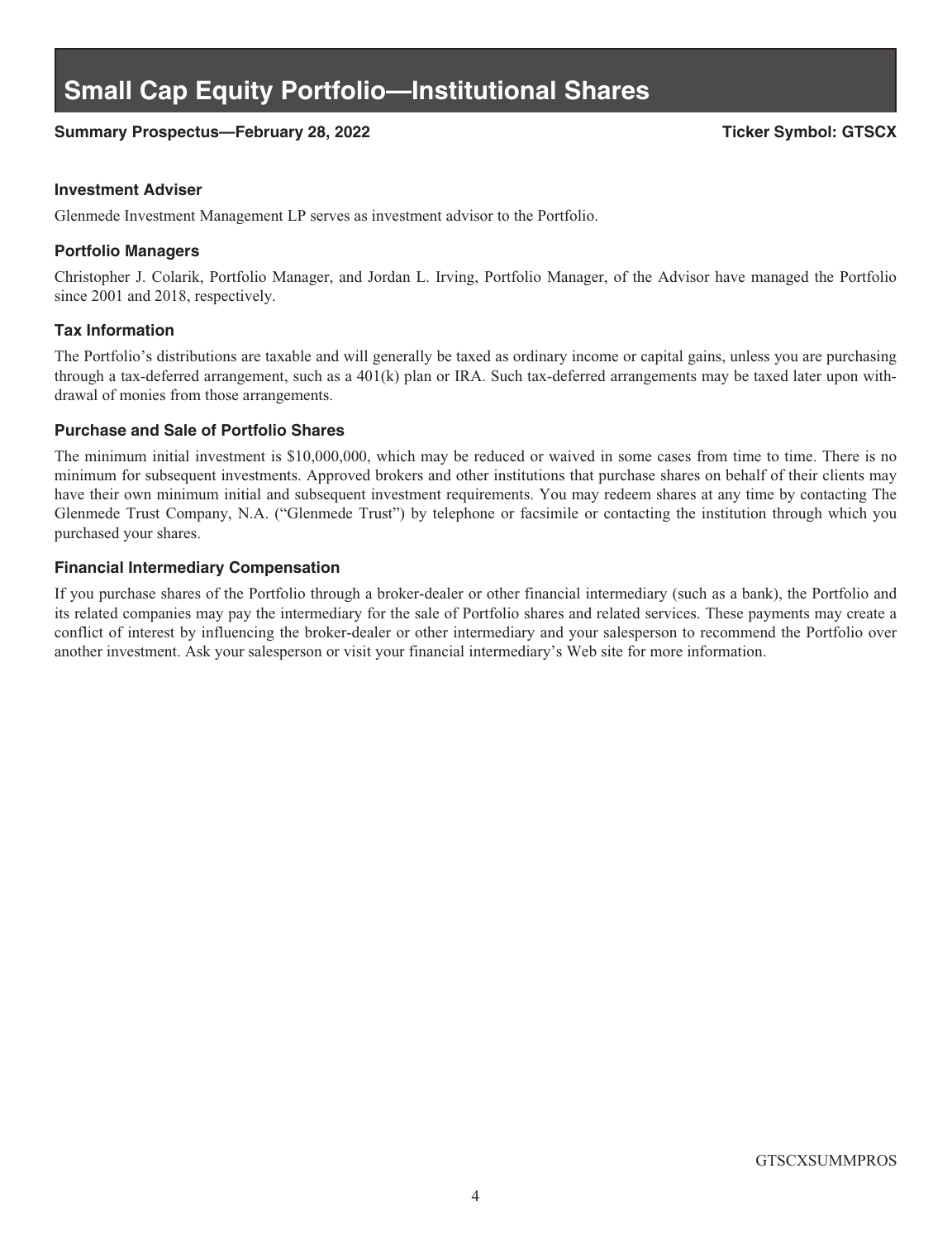# Small Cap Equity Portfolio—Institutional Shares

**Summary Prospectus—February 28, 2022** **Ticker Symbol: GTSCX**

### Investment Adviser

Glenmede Investment Management LP serves as investment advisor to the Portfolio.

### Portfolio Managers

Christopher J. Colarik, Portfolio Manager, and Jordan L. Irving, Portfolio Manager, of the Advisor have managed the Portfolio since 2001 and 2018, respectively.

### Tax Information

The Portfolio's distributions are taxable and will generally be taxed as ordinary income or capital gains, unless you are purchasing through a tax-deferred arrangement, such as a 401(k) plan or IRA. Such tax-deferred arrangements may be taxed later upon withdrawal of monies from those arrangements.

### Purchase and Sale of Portfolio Shares

The minimum initial investment is $10,000,000, which may be reduced or waived in some cases from time to time. There is no minimum for subsequent investments. Approved brokers and other institutions that purchase shares on behalf of their clients may have their own minimum initial and subsequent investment requirements. You may redeem shares at any time by contacting The Glenmede Trust Company, N.A. ("Glenmede Trust") by telephone or facsimile or contacting the institution through which you purchased your shares.

### Financial Intermediary Compensation

If you purchase shares of the Portfolio through a broker-dealer or other financial intermediary (such as a bank), the Portfolio and its related companies may pay the intermediary for the sale of Portfolio shares and related services. These payments may create a conflict of interest by influencing the broker-dealer or other intermediary and your salesperson to recommend the Portfolio over another investment. Ask your salesperson or visit your financial intermediary's Web site for more information.

GTSCXSUMMPROS